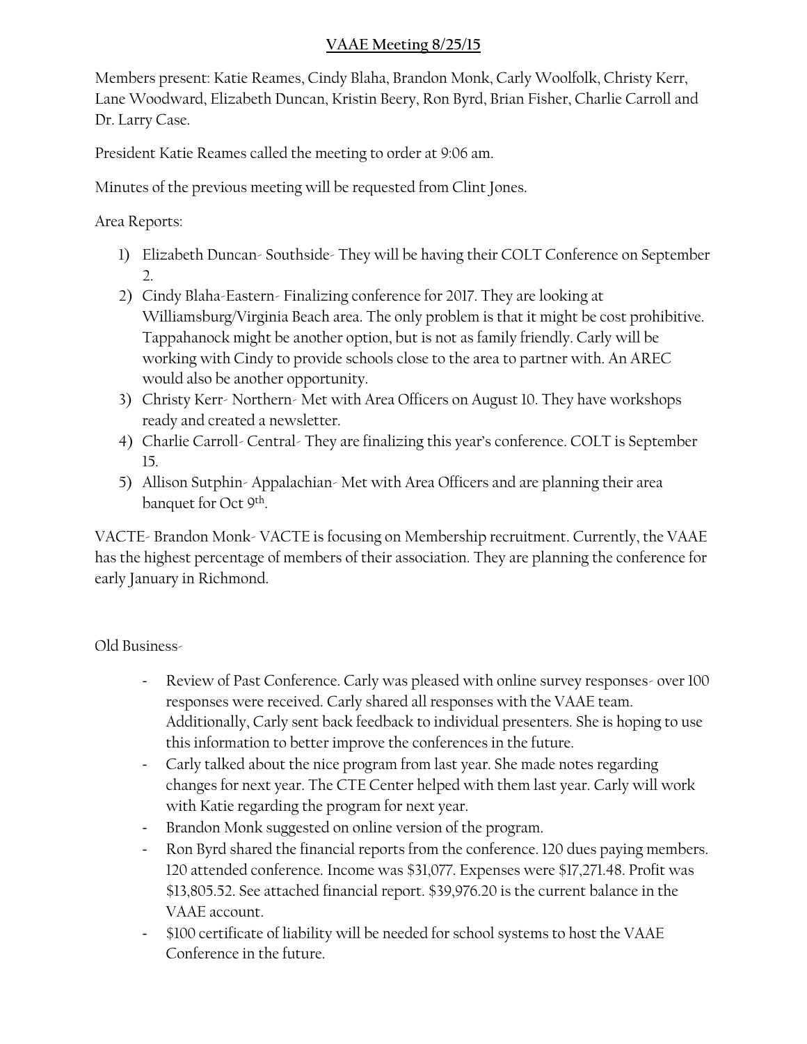# VAAE Meeting 8/25/15

Members present: Katie Reames, Cindy Blaha, Brandon Monk, Carly Woolfolk, Christy Kerr, Lane Woodward, Elizabeth Duncan, Kristin Beery, Ron Byrd, Brian Fisher, Charlie Carroll and Dr. Larry Case.

President Katie Reames called the meeting to order at 9:06 am.

Minutes of the previous meeting will be requested from Clint Jones.

Area Reports:

1) Elizabeth Duncan- Southside- They will be having their COLT Conference on September 2.
2) Cindy Blaha-Eastern- Finalizing conference for 2017. They are looking at Williamsburg/Virginia Beach area. The only problem is that it might be cost prohibitive. Tappahanock might be another option, but is not as family friendly. Carly will be working with Cindy to provide schools close to the area to partner with. An AREC would also be another opportunity.
3) Christy Kerr- Northern- Met with Area Officers on August 10. They have workshops ready and created a newsletter.
4) Charlie Carroll- Central- They are finalizing this year's conference. COLT is September 15.
5) Allison Sutphin- Appalachian- Met with Area Officers and are planning their area banquet for Oct 9th.

VACTE- Brandon Monk- VACTE is focusing on Membership recruitment. Currently, the VAAE has the highest percentage of members of their association. They are planning the conference for early January in Richmond.

Old Business-

- Review of Past Conference. Carly was pleased with online survey responses- over 100 responses were received. Carly shared all responses with the VAAE team. Additionally, Carly sent back feedback to individual presenters. She is hoping to use this information to better improve the conferences in the future.
- Carly talked about the nice program from last year. She made notes regarding changes for next year. The CTE Center helped with them last year. Carly will work with Katie regarding the program for next year.
- Brandon Monk suggested on online version of the program.
- Ron Byrd shared the financial reports from the conference. 120 dues paying members. 120 attended conference. Income was $31,077. Expenses were $17,271.48. Profit was $13,805.52. See attached financial report. $39,976.20 is the current balance in the VAAE account.
- $100 certificate of liability will be needed for school systems to host the VAAE Conference in the future.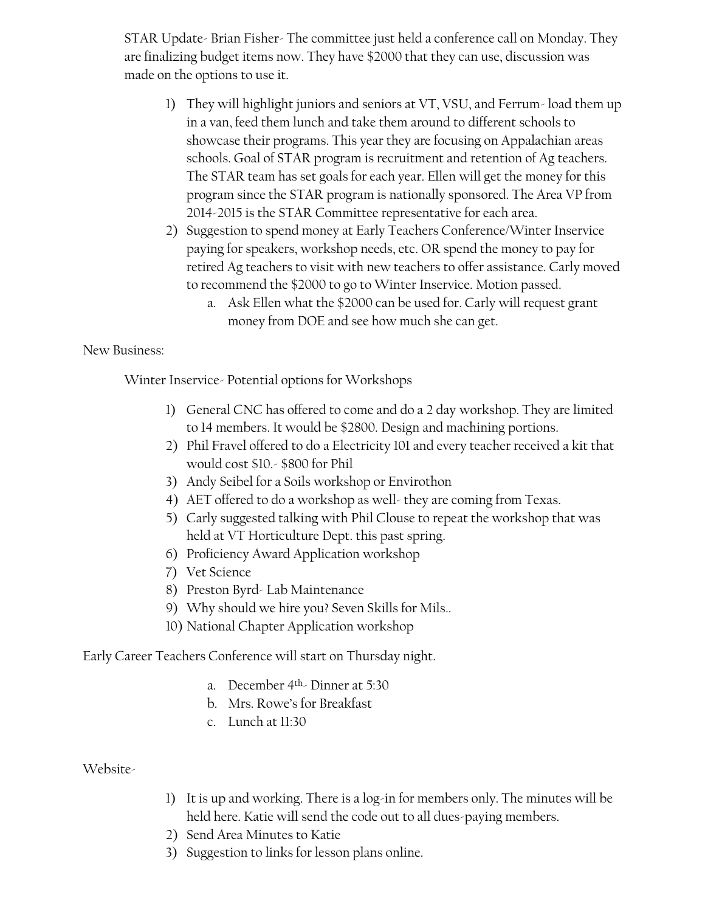STAR Update- Brian Fisher- The committee just held a conference call on Monday. They are finalizing budget items now. They have $2000 that they can use, discussion was made on the options to use it.

1) They will highlight juniors and seniors at VT, VSU, and Ferrum- load them up in a van, feed them lunch and take them around to different schools to showcase their programs. This year they are focusing on Appalachian areas schools. Goal of STAR program is recruitment and retention of Ag teachers. The STAR team has set goals for each year. Ellen will get the money for this program since the STAR program is nationally sponsored. The Area VP from 2014-2015 is the STAR Committee representative for each area.
2) Suggestion to spend money at Early Teachers Conference/Winter Inservice paying for speakers, workshop needs, etc. OR spend the money to pay for retired Ag teachers to visit with new teachers to offer assistance. Carly moved to recommend the $2000 to go to Winter Inservice. Motion passed.
   a. Ask Ellen what the $2000 can be used for. Carly will request grant money from DOE and see how much she can get.

New Business:

Winter Inservice- Potential options for Workshops

1) General CNC has offered to come and do a 2 day workshop. They are limited to 14 members. It would be $2800. Design and machining portions.
2) Phil Fravel offered to do a Electricity 101 and every teacher received a kit that would cost $10.- $800 for Phil
3) Andy Seibel for a Soils workshop or Envirothon
4) AET offered to do a workshop as well- they are coming from Texas.
5) Carly suggested talking with Phil Clouse to repeat the workshop that was held at VT Horticulture Dept. this past spring.
6) Proficiency Award Application workshop
7) Vet Science
8) Preston Byrd- Lab Maintenance
9) Why should we hire you? Seven Skills for Mils..
10) National Chapter Application workshop

Early Career Teachers Conference will start on Thursday night.

a. December 4th- Dinner at 5:30
b. Mrs. Rowe's for Breakfast
c. Lunch at 11:30

Website-

1) It is up and working. There is a log-in for members only. The minutes will be held here. Katie will send the code out to all dues-paying members.
2) Send Area Minutes to Katie
3) Suggestion to links for lesson plans online.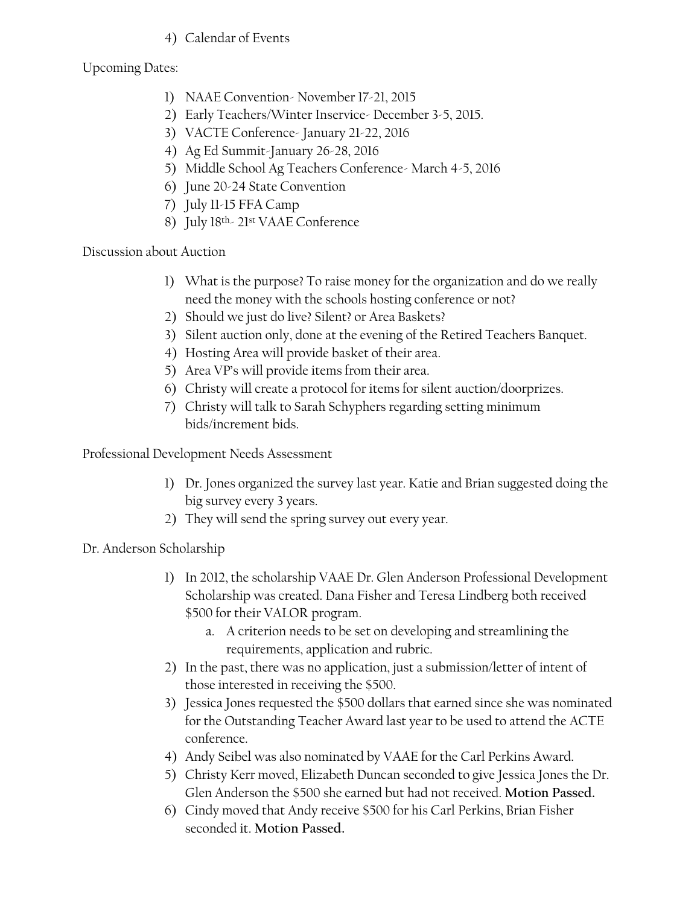4) Calendar of Events

Upcoming Dates:

1) NAAE Convention- November 17-21, 2015
2) Early Teachers/Winter Inservice- December 3-5, 2015.
3) VACTE Conference- January 21-22, 2016
4) Ag Ed Summit-January 26-28, 2016
5) Middle School Ag Teachers Conference- March 4-5, 2016
6) June 20-24 State Convention
7) July 11-15 FFA Camp
8) July 18th- 21st VAAE Conference

Discussion about Auction

1) What is the purpose? To raise money for the organization and do we really need the money with the schools hosting conference or not?
2) Should we just do live? Silent? or Area Baskets?
3) Silent auction only, done at the evening of the Retired Teachers Banquet.
4) Hosting Area will provide basket of their area.
5) Area VP's will provide items from their area.
6) Christy will create a protocol for items for silent auction/doorprizes.
7) Christy will talk to Sarah Schyphers regarding setting minimum bids/increment bids.

Professional Development Needs Assessment

1) Dr. Jones organized the survey last year. Katie and Brian suggested doing the big survey every 3 years.
2) They will send the spring survey out every year.

Dr. Anderson Scholarship

1) In 2012, the scholarship VAAE Dr. Glen Anderson Professional Development Scholarship was created. Dana Fisher and Teresa Lindberg both received $500 for their VALOR program.
   a. A criterion needs to be set on developing and streamlining the requirements, application and rubric.
2) In the past, there was no application, just a submission/letter of intent of those interested in receiving the $500.
3) Jessica Jones requested the $500 dollars that earned since she was nominated for the Outstanding Teacher Award last year to be used to attend the ACTE conference.
4) Andy Seibel was also nominated by VAAE for the Carl Perkins Award.
5) Christy Kerr moved, Elizabeth Duncan seconded to give Jessica Jones the Dr. Glen Anderson the $500 she earned but had not received. **Motion Passed.**
6) Cindy moved that Andy receive $500 for his Carl Perkins, Brian Fisher seconded it. **Motion Passed.**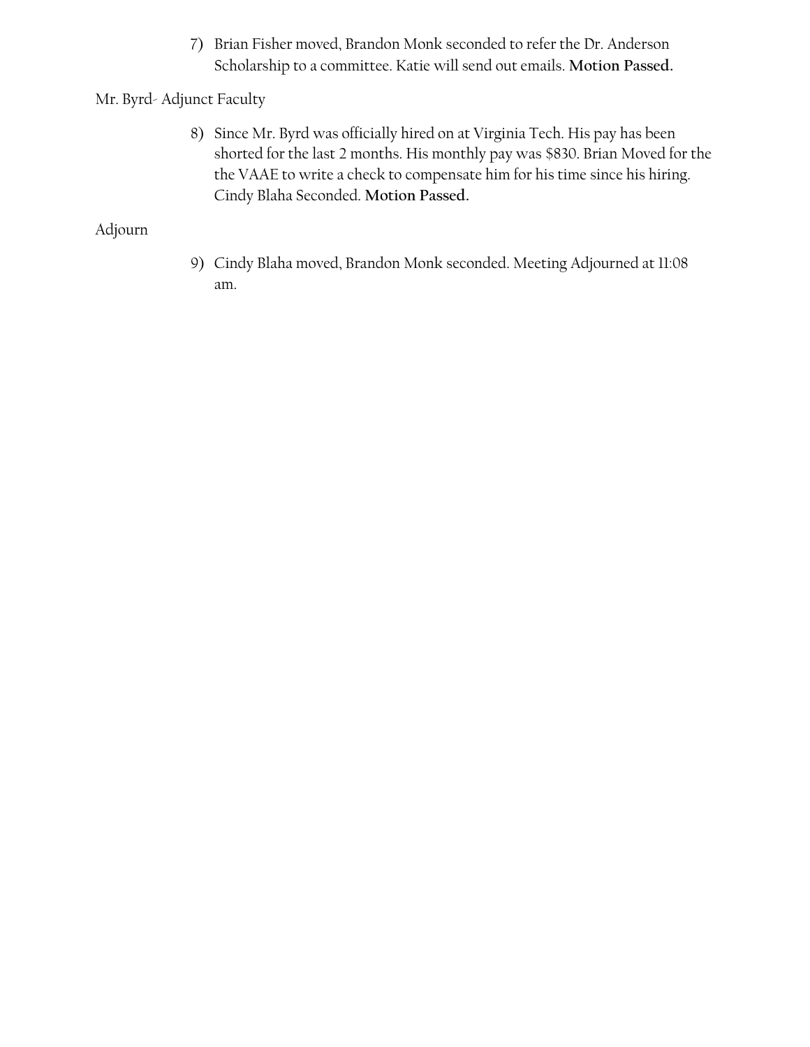7) Brian Fisher moved, Brandon Monk seconded to refer the Dr. Anderson Scholarship to a committee. Katie will send out emails. **Motion Passed.**

Mr. Byrd- Adjunct Faculty

8) Since Mr. Byrd was officially hired on at Virginia Tech. His pay has been shorted for the last 2 months. His monthly pay was $830. Brian Moved for the the VAAE to write a check to compensate him for his time since his hiring. Cindy Blaha Seconded. **Motion Passed.**

Adjourn

9) Cindy Blaha moved, Brandon Monk seconded. Meeting Adjourned at 11:08 am.